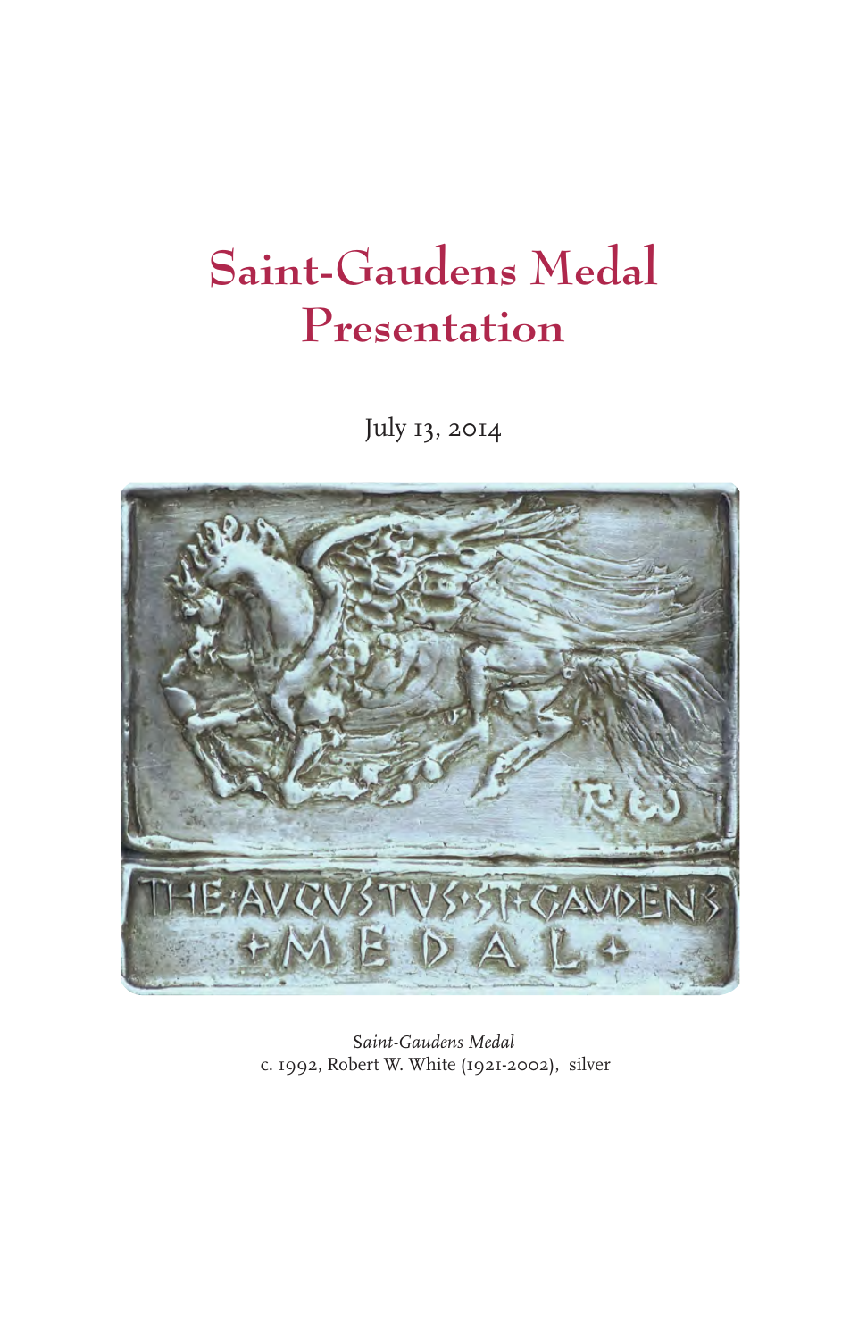# Saint-Gaudens Medal Presentation

July 13, 2014

*Saint-Gaudens Medal*
c. 1992, Robert W. White (1921-2002), silver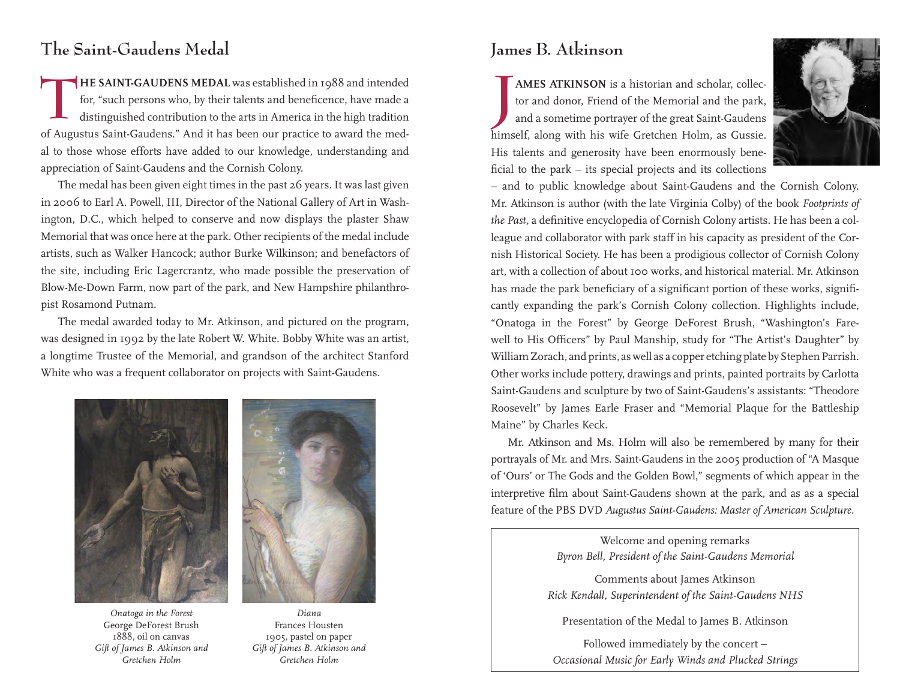## The Saint-Gaudens Medal

**THE SAINT-GAUDENS MEDAL** was established in 1988 and intended for, "such persons who, by their talents and beneficence, have made a distinguished contribution to the arts in America in the high tradition of Augustus Saint-Gaudens." And it has been our practice to award the medal to those whose efforts have added to our knowledge, understanding and appreciation of Saint-Gaudens and the Cornish Colony.

The medal has been given eight times in the past 26 years. It was last given in 2006 to Earl A. Powell, III, Director of the National Gallery of Art in Washington, D.C., which helped to conserve and now displays the plaster Shaw Memorial that was once here at the park. Other recipients of the medal include artists, such as Walker Hancock; author Burke Wilkinson; and benefactors of the site, including Eric Lagercrantz, who made possible the preservation of Blow-Me-Down Farm, now part of the park, and New Hampshire philanthropist Rosamond Putnam.

The medal awarded today to Mr. Atkinson, and pictured on the program, was designed in 1992 by the late Robert W. White. Bobby White was an artist, a longtime Trustee of the Memorial, and grandson of the architect Stanford White who was a frequent collaborator on projects with Saint-Gaudens.

*Onatoga in the Forest*
George DeForest Brush
1888, oil on canvas
*Gift of James B. Atkinson and Gretchen Holm*

*Diana*
Frances Housten
1905, pastel on paper
*Gift of James B. Atkinson and Gretchen Holm*

## James B. Atkinson

**JAMES ATKINSON** is a historian and scholar, collector and donor, Friend of the Memorial and the park, and a sometime portrayer of the great Saint-Gaudens himself, along with his wife Gretchen Holm, as Gussie. His talents and generosity have been enormously beneficial to the park – its special projects and its collections – and to public knowledge about Saint-Gaudens and the Cornish Colony. Mr. Atkinson is author (with the late Virginia Colby) of the book *Footprints of the Past*, a definitive encyclopedia of Cornish Colony artists. He has been a colleague and collaborator with park staff in his capacity as president of the Cornish Historical Society. He has been a prodigious collector of Cornish Colony art, with a collection of about 100 works, and historical material. Mr. Atkinson has made the park beneficiary of a significant portion of these works, significantly expanding the park's Cornish Colony collection. Highlights include, "Onatoga in the Forest" by George DeForest Brush, "Washington's Farewell to His Officers" by Paul Manship, study for "The Artist's Daughter" by William Zorach, and prints, as well as a copper etching plate by Stephen Parrish. Other works include pottery, drawings and prints, painted portraits by Carlotta Saint-Gaudens and sculpture by two of Saint-Gaudens's assistants: "Theodore Roosevelt" by James Earle Fraser and "Memorial Plaque for the Battleship Maine" by Charles Keck.

Mr. Atkinson and Ms. Holm will also be remembered by many for their portrayals of Mr. and Mrs. Saint-Gaudens in the 2005 production of "A Masque of 'Ours' or The Gods and the Golden Bowl," segments of which appear in the interpretive film about Saint-Gaudens shown at the park, and as as a special feature of the PBS DVD *Augustus Saint-Gaudens: Master of American Sculpture*.

Welcome and opening remarks
*Byron Bell, President of the Saint-Gaudens Memorial*

Comments about James Atkinson
*Rick Kendall, Superintendent of the Saint-Gaudens NHS*

Presentation of the Medal to James B. Atkinson

Followed immediately by the concert –
*Occasional Music for Early Winds and Plucked Strings*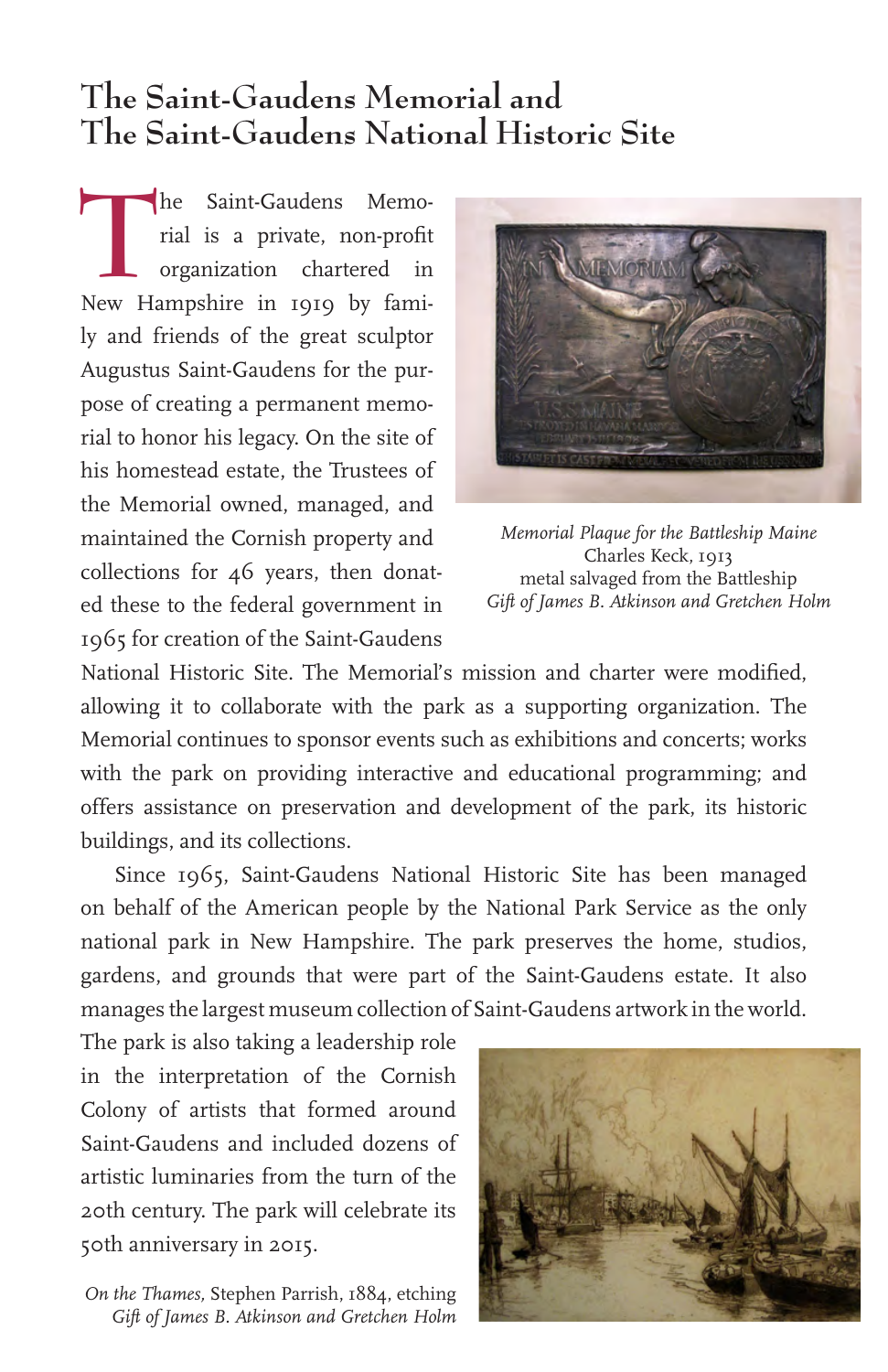# The Saint-Gaudens Memorial and The Saint-Gaudens National Historic Site

The Saint-Gaudens Memorial is a private, non-profit organization chartered in New Hampshire in 1919 by family and friends of the great sculptor Augustus Saint-Gaudens for the purpose of creating a permanent memorial to honor his legacy. On the site of his homestead estate, the Trustees of the Memorial owned, managed, and maintained the Cornish property and collections for 46 years, then donated these to the federal government in 1965 for creation of the Saint-Gaudens National Historic Site. The Memorial's mission and charter were modified, allowing it to collaborate with the park as a supporting organization. The Memorial continues to sponsor events such as exhibitions and concerts; works with the park on providing interactive and educational programming; and offers assistance on preservation and development of the park, its historic buildings, and its collections.

*Memorial Plaque for the Battleship Maine*
Charles Keck, 1913
metal salvaged from the Battleship
*Gift of James B. Atkinson and Gretchen Holm*

Since 1965, Saint-Gaudens National Historic Site has been managed on behalf of the American people by the National Park Service as the only national park in New Hampshire. The park preserves the home, studios, gardens, and grounds that were part of the Saint-Gaudens estate. It also manages the largest museum collection of Saint-Gaudens artwork in the world. The park is also taking a leadership role in the interpretation of the Cornish Colony of artists that formed around Saint-Gaudens and included dozens of artistic luminaries from the turn of the 20th century. The park will celebrate its 50th anniversary in 2015.

*On the Thames,* Stephen Parrish, 1884, etching
*Gift of James B. Atkinson and Gretchen Holm*